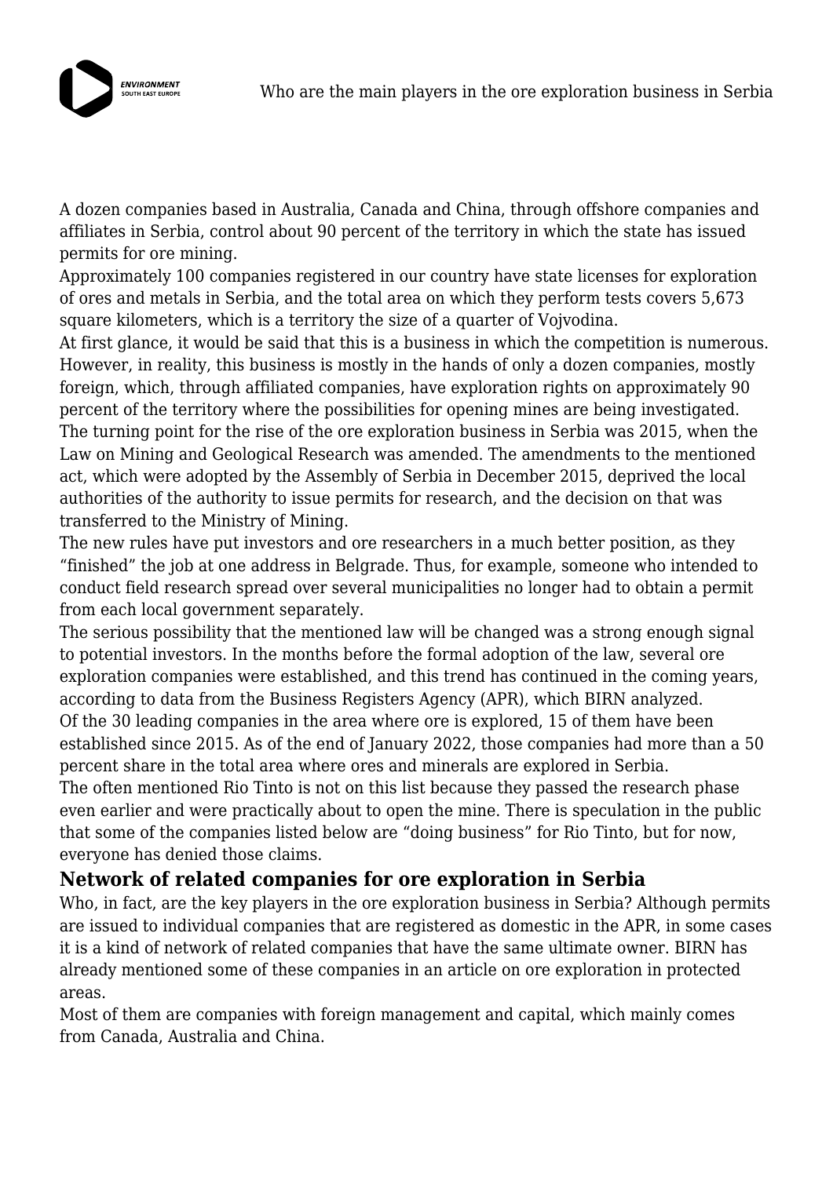A dozen companies based in Australia, Canada and China, through offshore companies and affiliates in Serbia, control about 90 percent of the territory in which the state has issued permits for ore mining.

Approximately 100 companies registered in our country have state licenses for exploration of ores and metals in Serbia, and the total area on which they perform tests covers 5,673 square kilometers, which is a territory the size of a quarter of Vojvodina.

At first glance, it would be said that this is a business in which the competition is numerous. However, in reality, this business is mostly in the hands of only a dozen companies, mostly foreign, which, through affiliated companies, have exploration rights on approximately 90 percent of the territory where the possibilities for opening mines are being investigated.

The turning point for the rise of the ore exploration business in Serbia was 2015, when the Law on Mining and Geological Research was amended. The amendments to the mentioned act, which were adopted by the Assembly of Serbia in December 2015, deprived the local authorities of the authority to issue permits for research, and the decision on that was transferred to the Ministry of Mining.

The new rules have put investors and ore researchers in a much better position, as they "finished" the job at one address in Belgrade. Thus, for example, someone who intended to conduct field research spread over several municipalities no longer had to obtain a permit from each local government separately.

The serious possibility that the mentioned law will be changed was a strong enough signal to potential investors. In the months before the formal adoption of the law, several ore exploration companies were established, and this trend has continued in the coming years, according to data from the Business Registers Agency (APR), which BIRN analyzed.

Of the 30 leading companies in the area where ore is explored, 15 of them have been established since 2015. As of the end of January 2022, those companies had more than a 50 percent share in the total area where ores and minerals are explored in Serbia.

The often mentioned Rio Tinto is not on this list because they passed the research phase even earlier and were practically about to open the mine. There is speculation in the public that some of the companies listed below are "doing business" for Rio Tinto, but for now, everyone has denied those claims.

## Network of related companies for ore exploration in Serbia

Who, in fact, are the key players in the ore exploration business in Serbia? Although permits are issued to individual companies that are registered as domestic in the APR, in some cases it is a kind of network of related companies that have the same ultimate owner. BIRN has already mentioned some of these companies in an article on ore exploration in protected areas.

Most of them are companies with foreign management and capital, which mainly comes from Canada, Australia and China.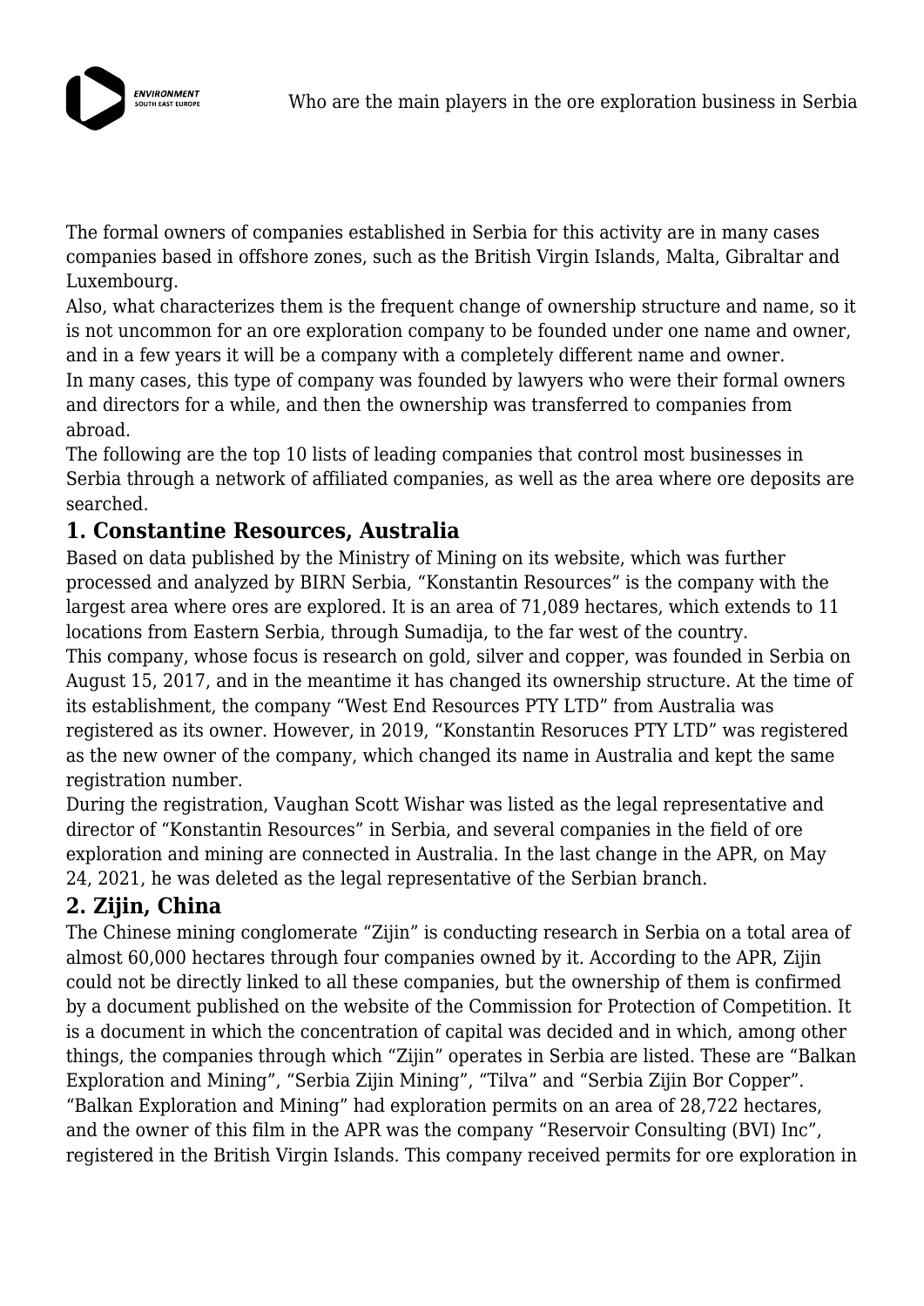The formal owners of companies established in Serbia for this activity are in many cases companies based in offshore zones, such as the British Virgin Islands, Malta, Gibraltar and Luxembourg.

Also, what characterizes them is the frequent change of ownership structure and name, so it is not uncommon for an ore exploration company to be founded under one name and owner, and in a few years it will be a company with a completely different name and owner.

In many cases, this type of company was founded by lawyers who were their formal owners and directors for a while, and then the ownership was transferred to companies from abroad.

The following are the top 10 lists of leading companies that control most businesses in Serbia through a network of affiliated companies, as well as the area where ore deposits are searched.

## 1. Constantine Resources, Australia

Based on data published by the Ministry of Mining on its website, which was further processed and analyzed by BIRN Serbia, "Konstantin Resources" is the company with the largest area where ores are explored. It is an area of 71,089 hectares, which extends to 11 locations from Eastern Serbia, through Sumadija, to the far west of the country.

This company, whose focus is research on gold, silver and copper, was founded in Serbia on August 15, 2017, and in the meantime it has changed its ownership structure. At the time of its establishment, the company "West End Resources PTY LTD" from Australia was registered as its owner. However, in 2019, "Konstantin Resoruces PTY LTD" was registered as the new owner of the company, which changed its name in Australia and kept the same registration number.

During the registration, Vaughan Scott Wishar was listed as the legal representative and director of "Konstantin Resources" in Serbia, and several companies in the field of ore exploration and mining are connected in Australia. In the last change in the APR, on May 24, 2021, he was deleted as the legal representative of the Serbian branch.

## 2. Zijin, China

The Chinese mining conglomerate "Zijin" is conducting research in Serbia on a total area of almost 60,000 hectares through four companies owned by it. According to the APR, Zijin could not be directly linked to all these companies, but the ownership of them is confirmed by a document published on the website of the Commission for Protection of Competition. It is a document in which the concentration of capital was decided and in which, among other things, the companies through which "Zijin" operates in Serbia are listed. These are "Balkan Exploration and Mining", "Serbia Zijin Mining", "Tilva" and "Serbia Zijin Bor Copper".

"Balkan Exploration and Mining" had exploration permits on an area of 28,722 hectares, and the owner of this film in the APR was the company "Reservoir Consulting (BVI) Inc", registered in the British Virgin Islands. This company received permits for ore exploration in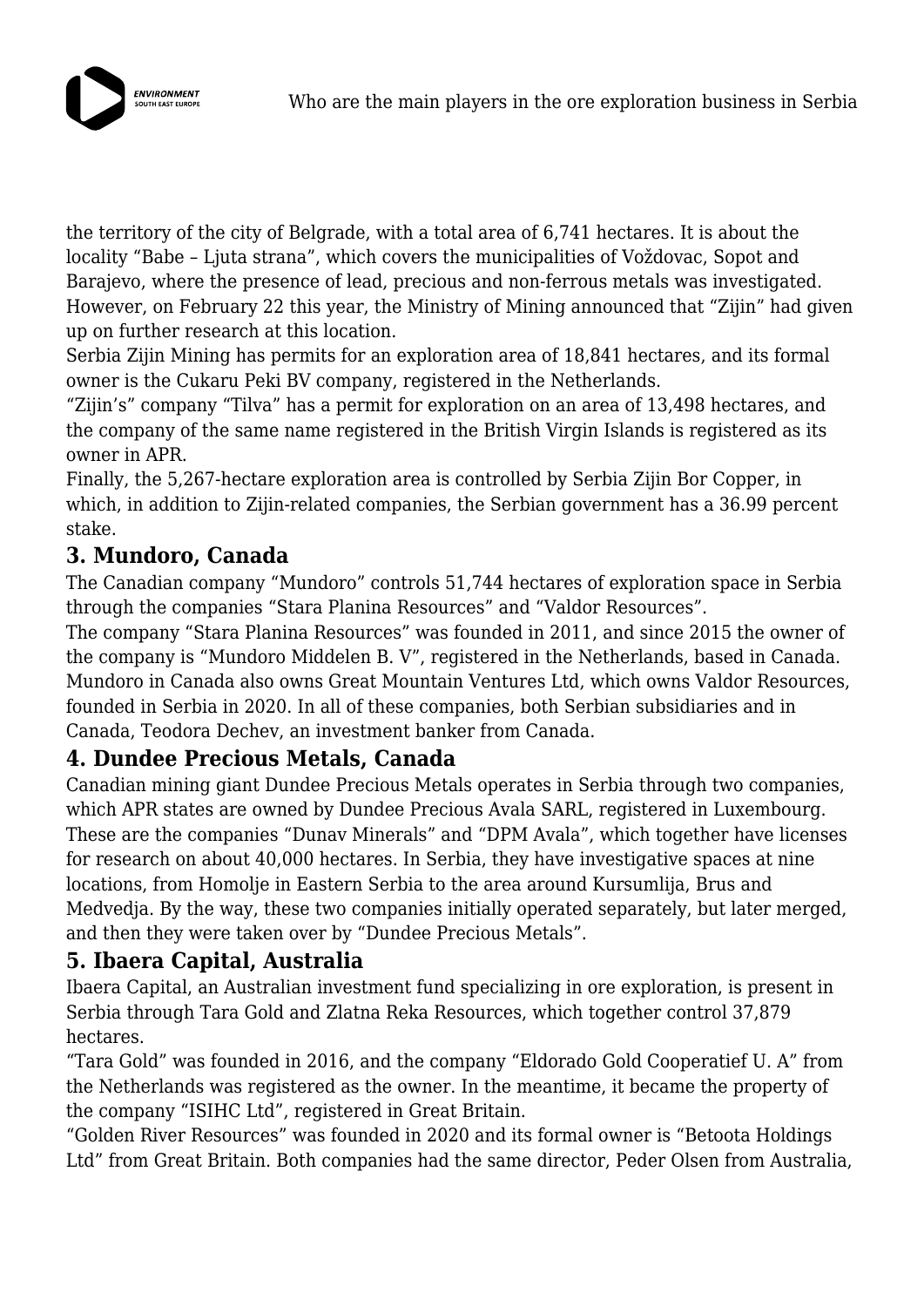the territory of the city of Belgrade, with a total area of 6,741 hectares. It is about the locality "Babe – Ljuta strana", which covers the municipalities of Voždovac, Sopot and Barajevo, where the presence of lead, precious and non-ferrous metals was investigated. However, on February 22 this year, the Ministry of Mining announced that "Zijin" had given up on further research at this location.

Serbia Zijin Mining has permits for an exploration area of 18,841 hectares, and its formal owner is the Cukaru Peki BV company, registered in the Netherlands.

"Zijin's" company "Tilva" has a permit for exploration on an area of 13,498 hectares, and the company of the same name registered in the British Virgin Islands is registered as its owner in APR.

Finally, the 5,267-hectare exploration area is controlled by Serbia Zijin Bor Copper, in which, in addition to Zijin-related companies, the Serbian government has a 36.99 percent stake.

### 3. Mundoro, Canada

The Canadian company "Mundoro" controls 51,744 hectares of exploration space in Serbia through the companies "Stara Planina Resources" and "Valdor Resources".

The company "Stara Planina Resources" was founded in 2011, and since 2015 the owner of the company is "Mundoro Middelen B. V", registered in the Netherlands, based in Canada. Mundoro in Canada also owns Great Mountain Ventures Ltd, which owns Valdor Resources, founded in Serbia in 2020. In all of these companies, both Serbian subsidiaries and in Canada, Teodora Dechev, an investment banker from Canada.

### 4. Dundee Precious Metals, Canada

Canadian mining giant Dundee Precious Metals operates in Serbia through two companies, which APR states are owned by Dundee Precious Avala SARL, registered in Luxembourg. These are the companies "Dunav Minerals" and "DPM Avala", which together have licenses for research on about 40,000 hectares. In Serbia, they have investigative spaces at nine locations, from Homolje in Eastern Serbia to the area around Kursumlija, Brus and Medvedja. By the way, these two companies initially operated separately, but later merged, and then they were taken over by "Dundee Precious Metals".

### 5. Ibaera Capital, Australia

Ibaera Capital, an Australian investment fund specializing in ore exploration, is present in Serbia through Tara Gold and Zlatna Reka Resources, which together control 37,879 hectares.

"Tara Gold" was founded in 2016, and the company "Eldorado Gold Cooperatief U. A" from the Netherlands was registered as the owner. In the meantime, it became the property of the company "ISIHC Ltd", registered in Great Britain.

"Golden River Resources" was founded in 2020 and its formal owner is "Betoota Holdings Ltd" from Great Britain. Both companies had the same director, Peder Olsen from Australia,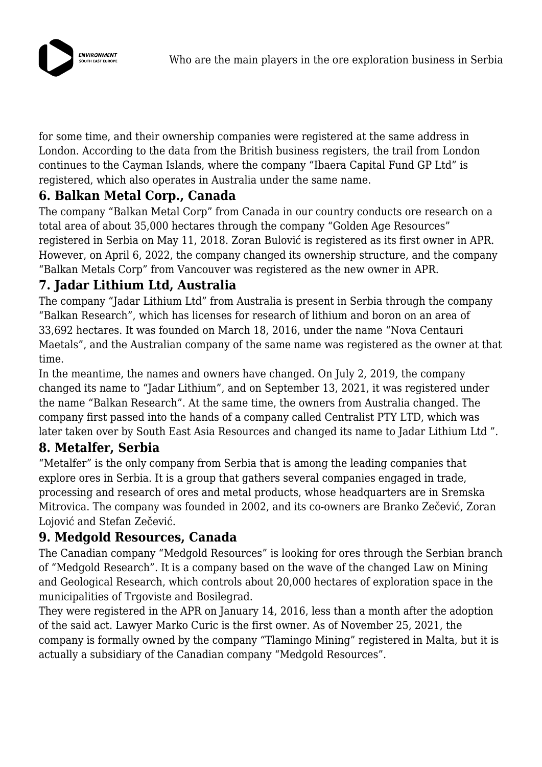for some time, and their ownership companies were registered at the same address in London. According to the data from the British business registers, the trail from London continues to the Cayman Islands, where the company "Ibaera Capital Fund GP Ltd" is registered, which also operates in Australia under the same name.

## 6. Balkan Metal Corp., Canada

The company "Balkan Metal Corp" from Canada in our country conducts ore research on a total area of about 35,000 hectares through the company "Golden Age Resources" registered in Serbia on May 11, 2018. Zoran Bulović is registered as its first owner in APR. However, on April 6, 2022, the company changed its ownership structure, and the company "Balkan Metals Corp" from Vancouver was registered as the new owner in APR.

## 7. Jadar Lithium Ltd, Australia

The company "Jadar Lithium Ltd" from Australia is present in Serbia through the company "Balkan Research", which has licenses for research of lithium and boron on an area of 33,692 hectares. It was founded on March 18, 2016, under the name "Nova Centauri Maetals", and the Australian company of the same name was registered as the owner at that time.

In the meantime, the names and owners have changed. On July 2, 2019, the company changed its name to "Jadar Lithium", and on September 13, 2021, it was registered under the name "Balkan Research". At the same time, the owners from Australia changed. The company first passed into the hands of a company called Centralist PTY LTD, which was later taken over by South East Asia Resources and changed its name to Jadar Lithium Ltd ".

## 8. Metalfer, Serbia

"Metalfer" is the only company from Serbia that is among the leading companies that explore ores in Serbia. It is a group that gathers several companies engaged in trade, processing and research of ores and metal products, whose headquarters are in Sremska Mitrovica. The company was founded in 2002, and its co-owners are Branko Zečević, Zoran Lojović and Stefan Zečević.

## 9. Medgold Resources, Canada

The Canadian company "Medgold Resources" is looking for ores through the Serbian branch of "Medgold Research". It is a company based on the wave of the changed Law on Mining and Geological Research, which controls about 20,000 hectares of exploration space in the municipalities of Trgoviste and Bosilegrad.

They were registered in the APR on January 14, 2016, less than a month after the adoption of the said act. Lawyer Marko Curic is the first owner. As of November 25, 2021, the company is formally owned by the company "Tlamingo Mining" registered in Malta, but it is actually a subsidiary of the Canadian company "Medgold Resources".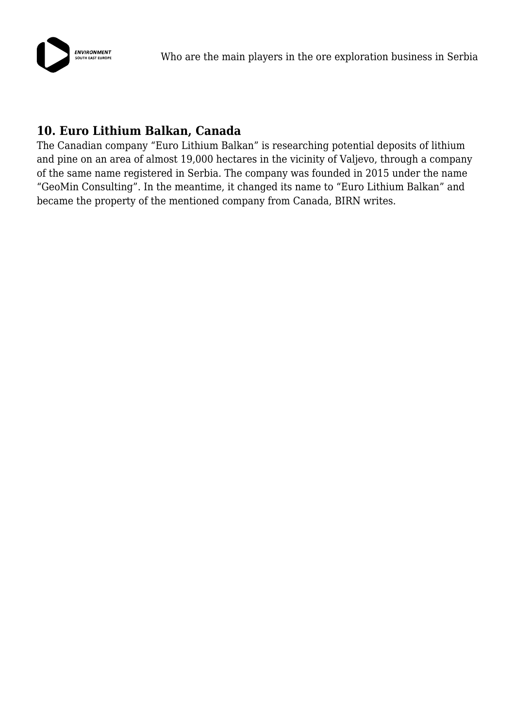## 10. Euro Lithium Balkan, Canada

The Canadian company “Euro Lithium Balkan” is researching potential deposits of lithium and pine on an area of almost 19,000 hectares in the vicinity of Valjevo, through a company of the same name registered in Serbia. The company was founded in 2015 under the name “GeoMin Consulting”. In the meantime, it changed its name to “Euro Lithium Balkan” and became the property of the mentioned company from Canada, BIRN writes.